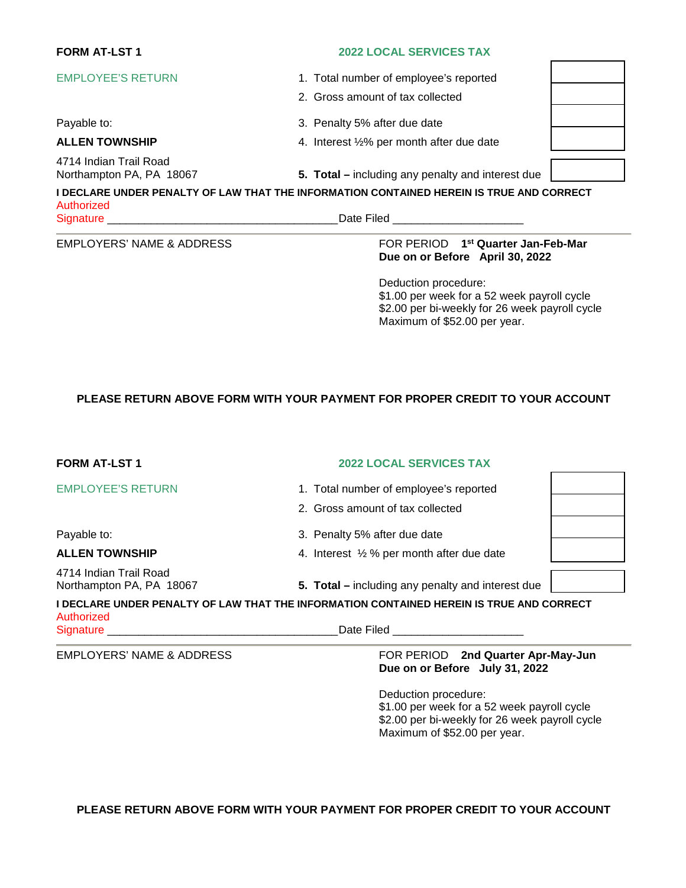**FORM AT-LST 1**

**2022 LOCAL SERVICES TAX**

EMPLOYEE'S RETURN

Payable to:

**ALLEN TOWNSHIP**

4714 Indian Trail Road
Northampton PA, PA 18067

| | |
|---|---|
| 1. Total number of employee's reported | |
| 2. Gross amount of tax collected | |
| 3. Penalty 5% after due date | |
| 4. Interest ½% per month after due date | |
| **5. Total –** including any penalty and interest due | |

**I DECLARE UNDER PENALTY OF LAW THAT THE INFORMATION CONTAINED HEREIN IS TRUE AND CORRECT**

Authorized
Signature ____________________________________ Date Filed ____________________

EMPLOYERS' NAME & ADDRESS

FOR PERIOD **1st Quarter Jan-Feb-Mar**
**Due on or Before April 30, 2022**

Deduction procedure:
$1.00 per week for a 52 week payroll cycle
$2.00 per bi-weekly for 26 week payroll cycle
Maximum of $52.00 per year.

**PLEASE RETURN ABOVE FORM WITH YOUR PAYMENT FOR PROPER CREDIT TO YOUR ACCOUNT**

---

**FORM AT-LST 1**

**2022 LOCAL SERVICES TAX**

EMPLOYEE'S RETURN

Payable to:

**ALLEN TOWNSHIP**

4714 Indian Trail Road
Northampton PA, PA 18067

| | |
|---|---|
| 1. Total number of employee's reported | |
| 2. Gross amount of tax collected | |
| 3. Penalty 5% after due date | |
| 4. Interest ½ % per month after due date | |
| **5. Total –** including any penalty and interest due | |

**I DECLARE UNDER PENALTY OF LAW THAT THE INFORMATION CONTAINED HEREIN IS TRUE AND CORRECT**

Authorized
Signature ____________________________________ Date Filed ____________________

EMPLOYERS' NAME & ADDRESS

FOR PERIOD **2nd Quarter Apr-May-Jun**
**Due on or Before July 31, 2022**

Deduction procedure:
$1.00 per week for a 52 week payroll cycle
$2.00 per bi-weekly for 26 week payroll cycle
Maximum of $52.00 per year.

**PLEASE RETURN ABOVE FORM WITH YOUR PAYMENT FOR PROPER CREDIT TO YOUR ACCOUNT**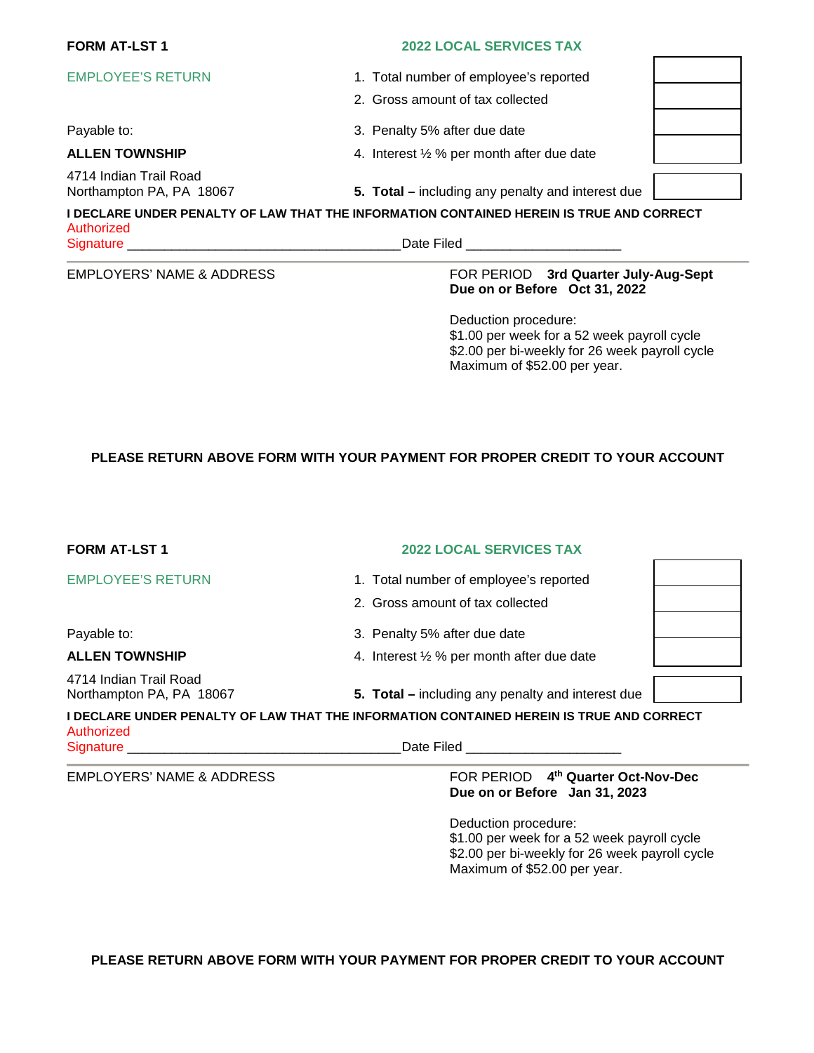**FORM AT-LST 1**

**2022 LOCAL SERVICES TAX**

EMPLOYEE'S RETURN

Payable to:

**ALLEN TOWNSHIP**

4714 Indian Trail Road
Northampton PA, PA 18067

| | |
|---|---|
| 1. Total number of employee's reported | |
| 2. Gross amount of tax collected | |
| 3. Penalty 5% after due date | |
| 4. Interest ½ % per month after due date | |
| **5. Total –** including any penalty and interest due | |

**I DECLARE UNDER PENALTY OF LAW THAT THE INFORMATION CONTAINED HEREIN IS TRUE AND CORRECT**

Authorized Signature ____________________________________Date Filed ____________________

EMPLOYERS' NAME & ADDRESS

FOR PERIOD **3rd Quarter July-Aug-Sept**
**Due on or Before Oct 31, 2022**

Deduction procedure:
$1.00 per week for a 52 week payroll cycle
$2.00 per bi-weekly for 26 week payroll cycle
Maximum of $52.00 per year.

**PLEASE RETURN ABOVE FORM WITH YOUR PAYMENT FOR PROPER CREDIT TO YOUR ACCOUNT**

---

**FORM AT-LST 1**

**2022 LOCAL SERVICES TAX**

EMPLOYEE'S RETURN

Payable to:

**ALLEN TOWNSHIP**

4714 Indian Trail Road
Northampton PA, PA 18067

| | |
|---|---|
| 1. Total number of employee's reported | |
| 2. Gross amount of tax collected | |
| 3. Penalty 5% after due date | |
| 4. Interest ½ % per month after due date | |
| **5. Total –** including any penalty and interest due | |

**I DECLARE UNDER PENALTY OF LAW THAT THE INFORMATION CONTAINED HEREIN IS TRUE AND CORRECT**

Authorized Signature ____________________________________Date Filed ____________________

EMPLOYERS' NAME & ADDRESS

FOR PERIOD **4th Quarter Oct-Nov-Dec**
**Due on or Before Jan 31, 2023**

Deduction procedure:
$1.00 per week for a 52 week payroll cycle
$2.00 per bi-weekly for 26 week payroll cycle
Maximum of $52.00 per year.

**PLEASE RETURN ABOVE FORM WITH YOUR PAYMENT FOR PROPER CREDIT TO YOUR ACCOUNT**